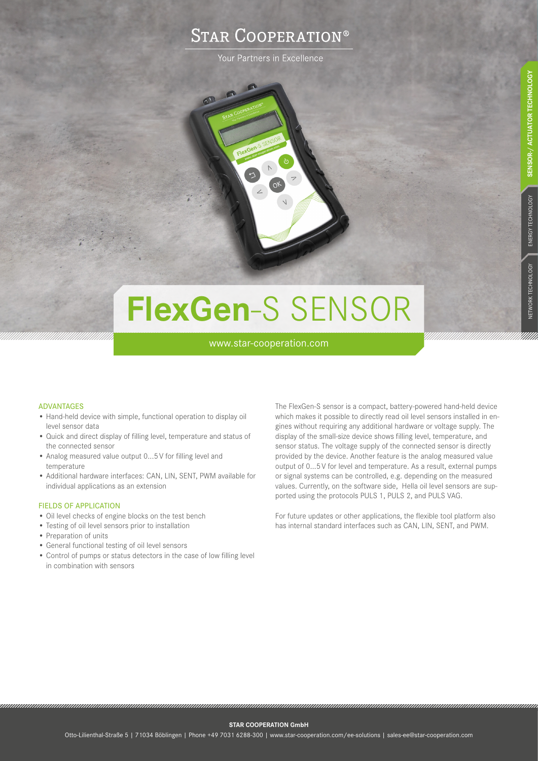# Star Cooperation®

Your Partners in Excellence

# FlexGen-S SENSOR

www.star-cooperation.com

SENSOR-/ ACTUATOR TECHNOLOGY | ENERGY TECHNOLOGY | NETWORK TECHNOLOGY

## ADVANTAGES

- Hand-held device with simple, functional operation to display oil level sensor data
- Quick and direct display of filling level, temperature and status of the connected sensor
- Analog measured value output 0...5 V for filling level and temperature
- Additional hardware interfaces: CAN, LIN, SENT, PWM available for individual applications as an extension

## FIELDS OF APPLICATION

- Oil level checks of engine blocks on the test bench
- Testing of oil level sensors prior to installation
- Preparation of units
- General functional testing of oil level sensors
- Control of pumps or status detectors in the case of low filling level in combination with sensors

The FlexGen-S sensor is a compact, battery-powered hand-held device which makes it possible to directly read oil level sensors installed in engines without requiring any additional hardware or voltage supply. The display of the small-size device shows filling level, temperature, and sensor status. The voltage supply of the connected sensor is directly provided by the device. Another feature is the analog measured value output of 0...5 V for level and temperature. As a result, external pumps or signal systems can be controlled, e.g. depending on the measured values. Currently, on the software side, Hella oil level sensors are supported using the protocols PULS 1, PULS 2, and PULS VAG.

For future updates or other applications, the flexible tool platform also has internal standard interfaces such as CAN, LIN, SENT, and PWM.

**STAR COOPERATION GmbH**

Otto-Lilienthal-Straße 5 | 71034 Böblingen | Phone +49 7031 6288-300 | www.star-cooperation.com/ee-solutions | sales-ee@star-cooperation.com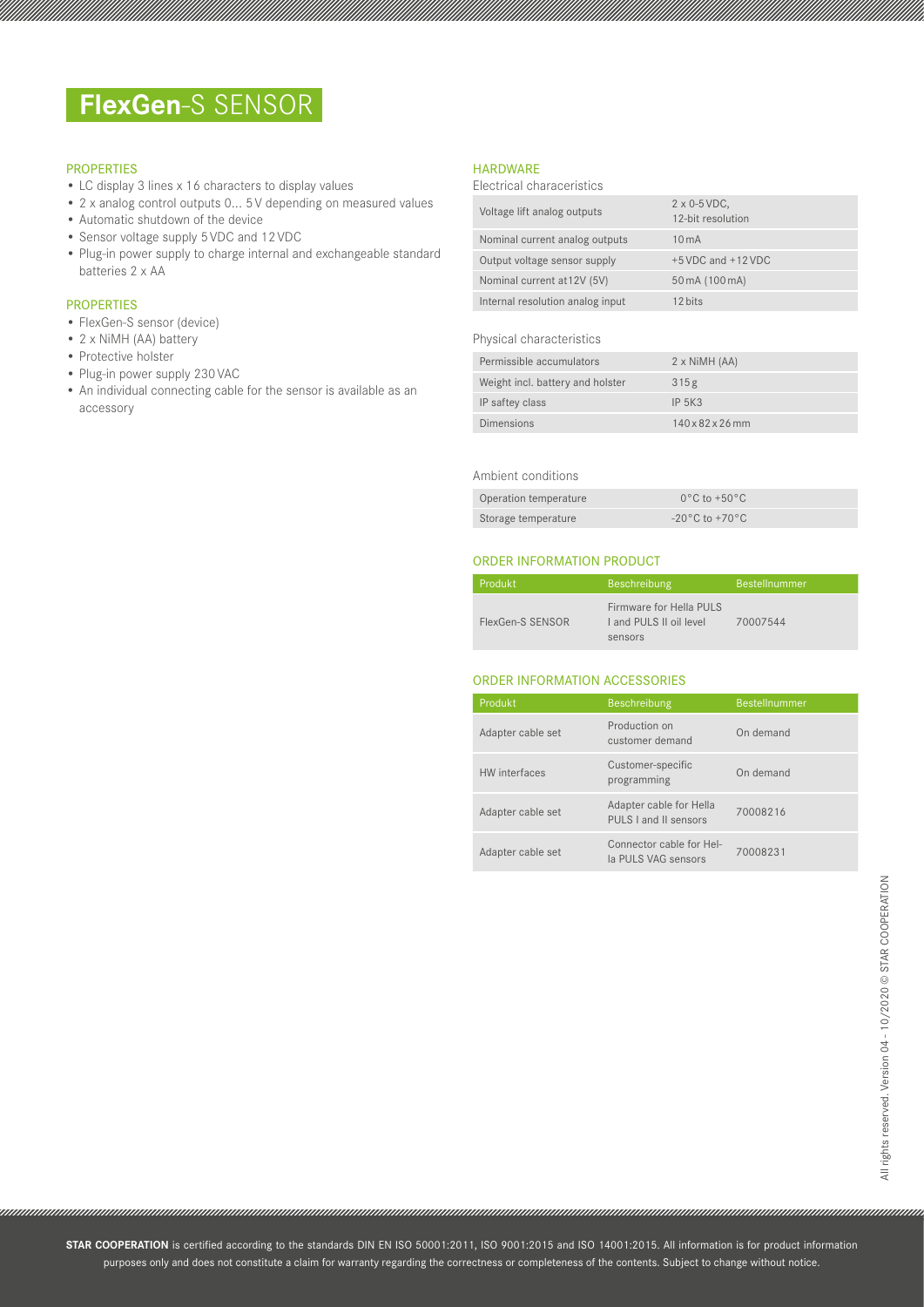# **FlexGen**-S SENSOR

## PROPERTIES

- LC display 3 lines x 16 characters to display values
- 2 x analog control outputs 0... 5 V depending on measured values
- Automatic shutdown of the device
- Sensor voltage supply 5 VDC and 12 VDC
- Plug-in power supply to charge internal and exchangeable standard batteries 2 x AA

## PROPERTIES

- FlexGen-S sensor (device)
- 2 x NiMH (AA) battery
- Protective holster
- Plug-in power supply 230 VAC
- An individual connecting cable for the sensor is available as an accessory

## HARDWARE

Electrical characeristics

| | |
|---|---|
| Voltage lift analog outputs | 2 x 0-5 VDC, 12-bit resolution |
| Nominal current analog outputs | 10 mA |
| Output voltage sensor supply | +5 VDC and +12 VDC |
| Nominal current at12V (5V) | 50 mA (100 mA) |
| Internal resolution analog input | 12 bits |

Physical characteristics

| | |
|---|---|
| Permissible accumulators | 2 x NiMH (AA) |
| Weight incl. battery and holster | 315 g |
| IP saftey class | IP 5K3 |
| Dimensions | 140 x 82 x 26 mm |

Ambient conditions

| | |
|---|---|
| Operation temperature | 0°C to +50°C |
| Storage temperature | -20°C to +70°C |

## ORDER INFORMATION PRODUCT

| Produkt | Beschreibung | Bestellnummer |
|---|---|---|
| FlexGen-S SENSOR | Firmware for Hella PULS I and PULS II oil level sensors | 70007544 |

## ORDER INFORMATION ACCESSORIES

| Produkt | Beschreibung | Bestellnummer |
|---|---|---|
| Adapter cable set | Production on customer demand | On demand |
| HW interfaces | Customer-specific programming | On demand |
| Adapter cable set | Adapter cable for Hella PULS I and II sensors | 70008216 |
| Adapter cable set | Connector cable for Hella PULS VAG sensors | 70008231 |

All rights reserved. Version 04 - 10/2020 © STAR COOPERATION

**STAR COOPERATION** is certified according to the standards DIN EN ISO 50001:2011, ISO 9001:2015 and ISO 14001:2015. All information is for product information purposes only and does not constitute a claim for warranty regarding the correctness or completeness of the contents. Subject to change without notice.